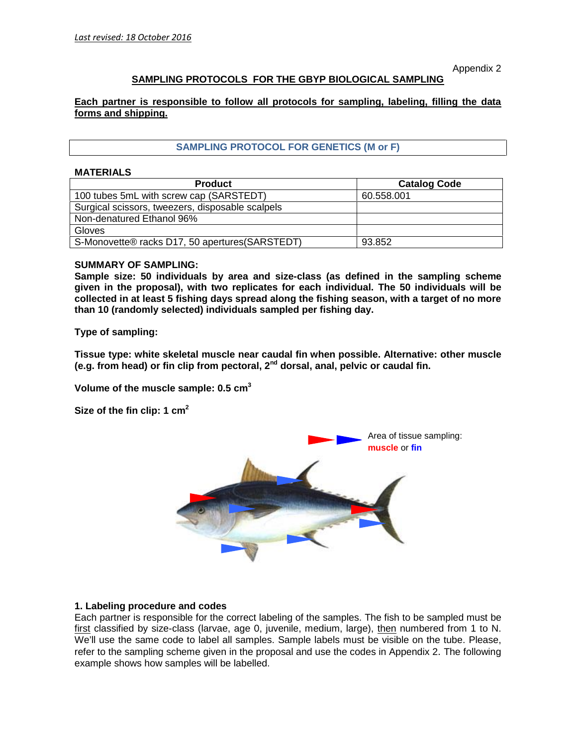*Last revised: 18 October 2016*

Appendix 2

## SAMPLING PROTOCOLS FOR THE GBYP BIOLOGICAL SAMPLING

**Each partner is responsible to follow all protocols for sampling, labeling, filling the data forms and shipping.**

### SAMPLING PROTOCOL FOR GENETICS (M or F)

**MATERIALS**

| Product | Catalog Code |
|---|---|
| 100 tubes 5mL with screw cap (SARSTEDT) | 60.558.001 |
| Surgical scissors, tweezers, disposable scalpels | |
| Non-denatured Ethanol 96% | |
| Gloves | |
| S-Monovette® racks D17, 50 apertures(SARSTEDT) | 93.852 |

**SUMMARY OF SAMPLING:**

**Sample size: 50 individuals by area and size-class (as defined in the sampling scheme given in the proposal), with two replicates for each individual. The 50 individuals will be collected in at least 5 fishing days spread along the fishing season, with a target of no more than 10 (randomly selected) individuals sampled per fishing day.**

**Type of sampling:**

**Tissue type: white skeletal muscle near caudal fin when possible. Alternative: other muscle (e.g. from head) or fin clip from pectoral, 2nd dorsal, anal, pelvic or caudal fin.**

**Volume of the muscle sample: 0.5 cm$^3$**

**Size of the fin clip: 1 cm$^2$**

Area of tissue sampling: **muscle** or **fin**

### 1. Labeling procedure and codes

Each partner is responsible for the correct labeling of the samples. The fish to be sampled must be first classified by size-class (larvae, age 0, juvenile, medium, large), then numbered from 1 to N. We'll use the same code to label all samples. Sample labels must be visible on the tube. Please, refer to the sampling scheme given in the proposal and use the codes in Appendix 2. The following example shows how samples will be labelled.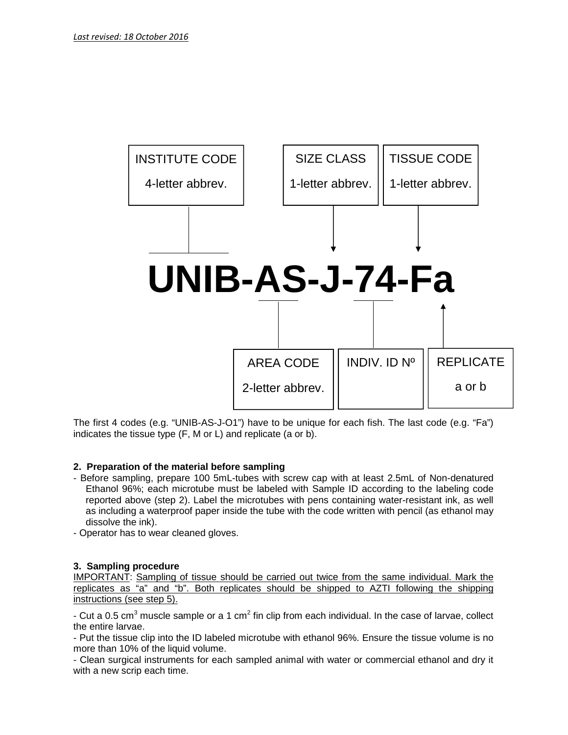*Last revised: 18 October 2016*

INSTITUTE CODE 4-letter abbrev.

SIZE CLASS 1-letter abbrev.

TISSUE CODE 1-letter abbrev.

**UNIB-AS-J-74-Fa**

AREA CODE 2-letter abbrev.

INDIV. ID Nº

REPLICATE a or b

The first 4 codes (e.g. "UNIB-AS-J-O1") have to be unique for each fish. The last code (e.g. "Fa") indicates the tissue type (F, M or L) and replicate (a or b).

**2. Preparation of the material before sampling**

- Before sampling, prepare 100 5mL-tubes with screw cap with at least 2.5mL of Non-denatured Ethanol 96%; each microtube must be labeled with Sample ID according to the labeling code reported above (step 2). Label the microtubes with pens containing water-resistant ink, as well as including a waterproof paper inside the tube with the code written with pencil (as ethanol may dissolve the ink).
- Operator has to wear cleaned gloves.

**3. Sampling procedure**

IMPORTANT: Sampling of tissue should be carried out twice from the same individual. Mark the replicates as "a" and "b". Both replicates should be shipped to AZTI following the shipping instructions (see step 5).

- Cut a 0.5 $cm^3$ muscle sample or a 1 $cm^2$ fin clip from each individual. In the case of larvae, collect the entire larvae.
- Put the tissue clip into the ID labeled microtube with ethanol 96%. Ensure the tissue volume is no more than 10% of the liquid volume.
- Clean surgical instruments for each sampled animal with water or commercial ethanol and dry it with a new scrip each time.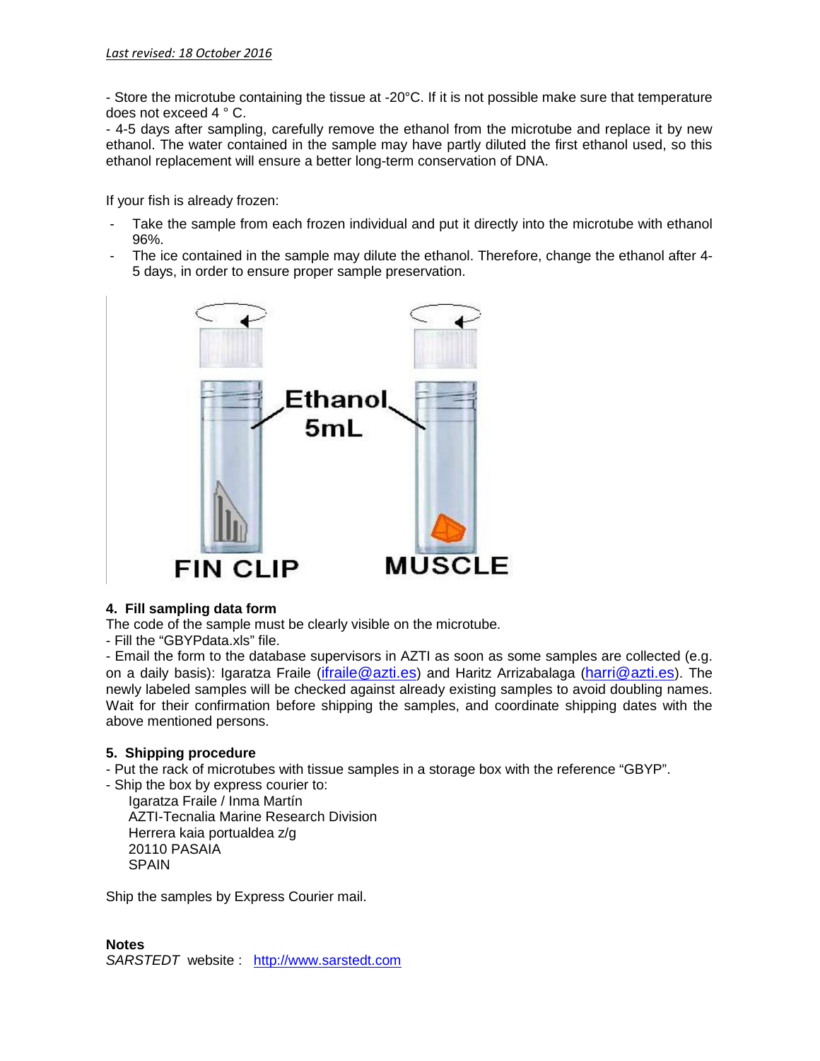*Last revised: 18 October 2016*

- Store the microtube containing the tissue at -20°C. If it is not possible make sure that temperature does not exceed 4 ° C.
- 4-5 days after sampling, carefully remove the ethanol from the microtube and replace it by new ethanol. The water contained in the sample may have partly diluted the first ethanol used, so this ethanol replacement will ensure a better long-term conservation of DNA.

If your fish is already frozen:

- Take the sample from each frozen individual and put it directly into the microtube with ethanol 96%.
- The ice contained in the sample may dilute the ethanol. Therefore, change the ethanol after 4-5 days, in order to ensure proper sample preservation.

### 4. Fill sampling data form

The code of the sample must be clearly visible on the microtube.

- Fill the "GBYPdata.xls" file.
- Email the form to the database supervisors in AZTI as soon as some samples are collected (e.g. on a daily basis): Igaratza Fraile (ifraile@azti.es) and Haritz Arrizabalaga (harri@azti.es). The newly labeled samples will be checked against already existing samples to avoid doubling names. Wait for their confirmation before shipping the samples, and coordinate shipping dates with the above mentioned persons.

### 5. Shipping procedure

- Put the rack of microtubes with tissue samples in a storage box with the reference "GBYP".
- Ship the box by express courier to:

  Igaratza Fraile / Inma Martín
  AZTI-Tecnalia Marine Research Division
  Herrera kaia portualdea z/g
  20110 PASAIA
  SPAIN

Ship the samples by Express Courier mail.

**Notes**

*SARSTEDT* website : http://www.sarstedt.com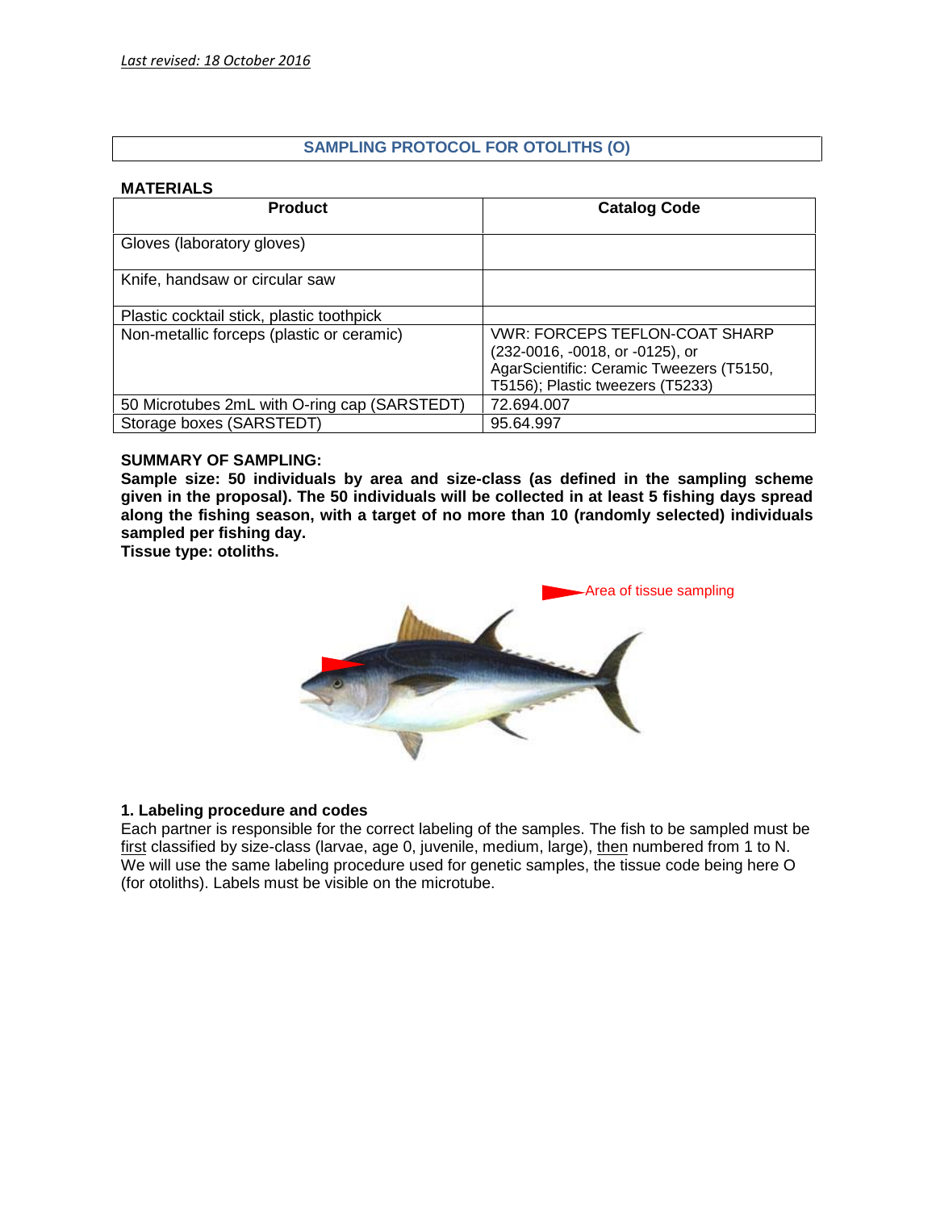*Last revised: 18 October 2016*

## SAMPLING PROTOCOL FOR OTOLITHS (O)

**MATERIALS**

| Product | Catalog Code |
|---|---|
| Gloves (laboratory gloves) | |
| Knife, handsaw or circular saw | |
| Plastic cocktail stick, plastic toothpick | |
| Non-metallic forceps (plastic or ceramic) | VWR: FORCEPS TEFLON-COAT SHARP (232-0016, -0018, or -0125), or AgarScientific: Ceramic Tweezers (T5150, T5156); Plastic tweezers (T5233) |
| 50 Microtubes 2mL with O-ring cap (SARSTEDT) | 72.694.007 |
| Storage boxes (SARSTEDT) | 95.64.997 |

**SUMMARY OF SAMPLING:**

**Sample size: 50 individuals by area and size-class (as defined in the sampling scheme given in the proposal). The 50 individuals will be collected in at least 5 fishing days spread along the fishing season, with a target of no more than 10 (randomly selected) individuals sampled per fishing day.**

**Tissue type: otoliths.**

Area of tissue sampling

### 1. Labeling procedure and codes

Each partner is responsible for the correct labeling of the samples. The fish to be sampled must be first classified by size-class (larvae, age 0, juvenile, medium, large), then numbered from 1 to N. We will use the same labeling procedure used for genetic samples, the tissue code being here O (for otoliths). Labels must be visible on the microtube.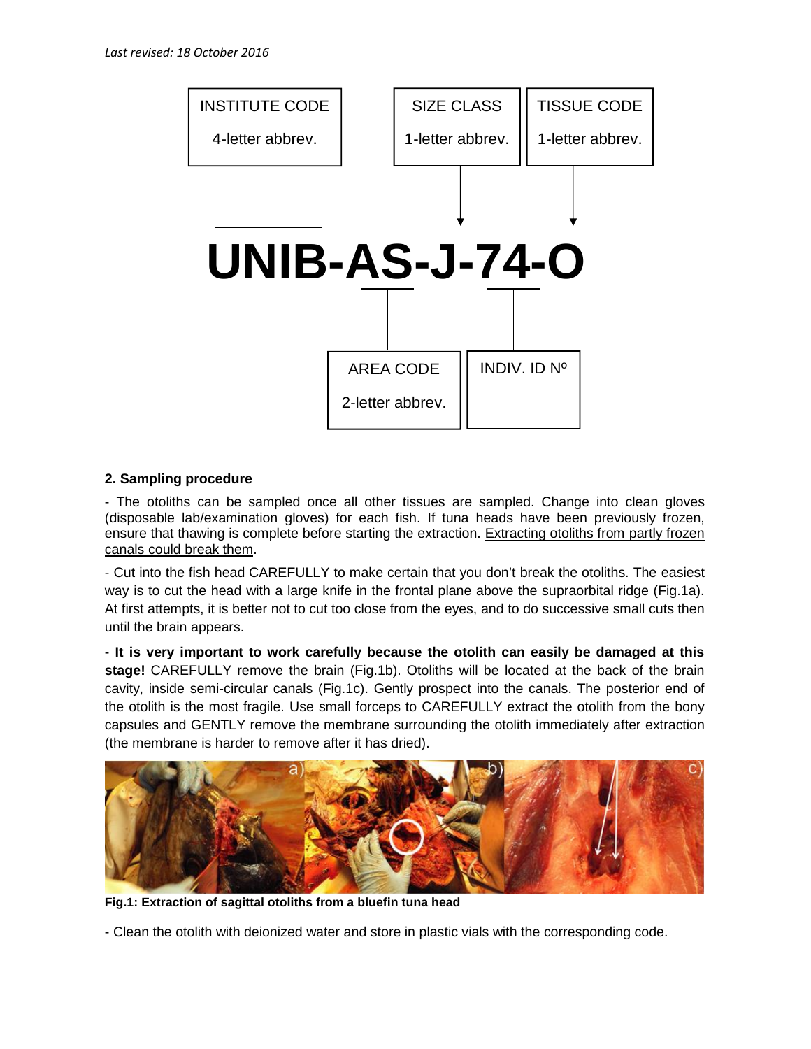*Last revised: 18 October 2016*

| INSTITUTE CODE | SIZE CLASS | TISSUE CODE |
| --- | --- | --- |
| 4-letter abbrev. | 1-letter abbrev. | 1-letter abbrev. |

**UNIB-AS-J-74-O**

| AREA CODE | INDIV. ID Nº |
| --- | --- |
| 2-letter abbrev. | |

**2. Sampling procedure**

- The otoliths can be sampled once all other tissues are sampled. Change into clean gloves (disposable lab/examination gloves) for each fish. If tuna heads have been previously frozen, ensure that thawing is complete before starting the extraction. Extracting otoliths from partly frozen canals could break them.

- Cut into the fish head CAREFULLY to make certain that you don't break the otoliths. The easiest way is to cut the head with a large knife in the frontal plane above the supraorbital ridge (Fig.1a). At first attempts, it is better not to cut too close from the eyes, and to do successive small cuts then until the brain appears.

- **It is very important to work carefully because the otolith can easily be damaged at this stage!** CAREFULLY remove the brain (Fig.1b). Otoliths will be located at the back of the brain cavity, inside semi-circular canals (Fig.1c). Gently prospect into the canals. The posterior end of the otolith is the most fragile. Use small forceps to CAREFULLY extract the otolith from the bony capsules and GENTLY remove the membrane surrounding the otolith immediately after extraction (the membrane is harder to remove after it has dried).

**Fig.1: Extraction of sagittal otoliths from a bluefin tuna head**

- Clean the otolith with deionized water and store in plastic vials with the corresponding code.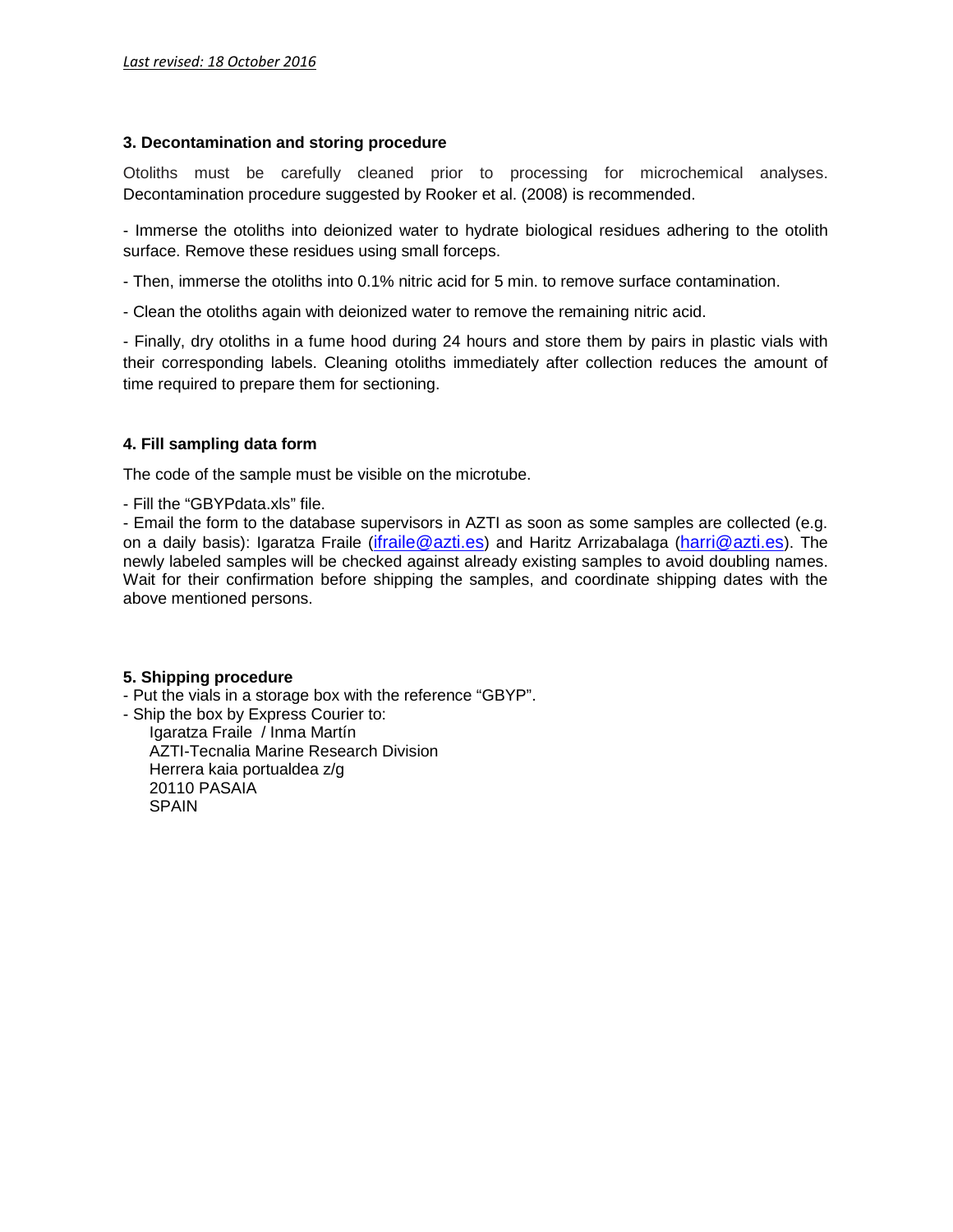*Last revised: 18 October 2016*

### 3. Decontamination and storing procedure

Otoliths must be carefully cleaned prior to processing for microchemical analyses. Decontamination procedure suggested by Rooker et al. (2008) is recommended.

- Immerse the otoliths into deionized water to hydrate biological residues adhering to the otolith surface. Remove these residues using small forceps.

- Then, immerse the otoliths into 0.1% nitric acid for 5 min. to remove surface contamination.

- Clean the otoliths again with deionized water to remove the remaining nitric acid.

- Finally, dry otoliths in a fume hood during 24 hours and store them by pairs in plastic vials with their corresponding labels. Cleaning otoliths immediately after collection reduces the amount of time required to prepare them for sectioning.

### 4. Fill sampling data form

The code of the sample must be visible on the microtube.

- Fill the “GBYPdata.xls” file.
- Email the form to the database supervisors in AZTI as soon as some samples are collected (e.g. on a daily basis): Igaratza Fraile (ifraile@azti.es) and Haritz Arrizabalaga (harri@azti.es). The newly labeled samples will be checked against already existing samples to avoid doubling names. Wait for their confirmation before shipping the samples, and coordinate shipping dates with the above mentioned persons.

### 5. Shipping procedure

- Put the vials in a storage box with the reference “GBYP”.
- Ship the box by Express Courier to:

  Igaratza Fraile / Inma Martín
  AZTI-Tecnalia Marine Research Division
  Herrera kaia portualdea z/g
  20110 PASAIA
  SPAIN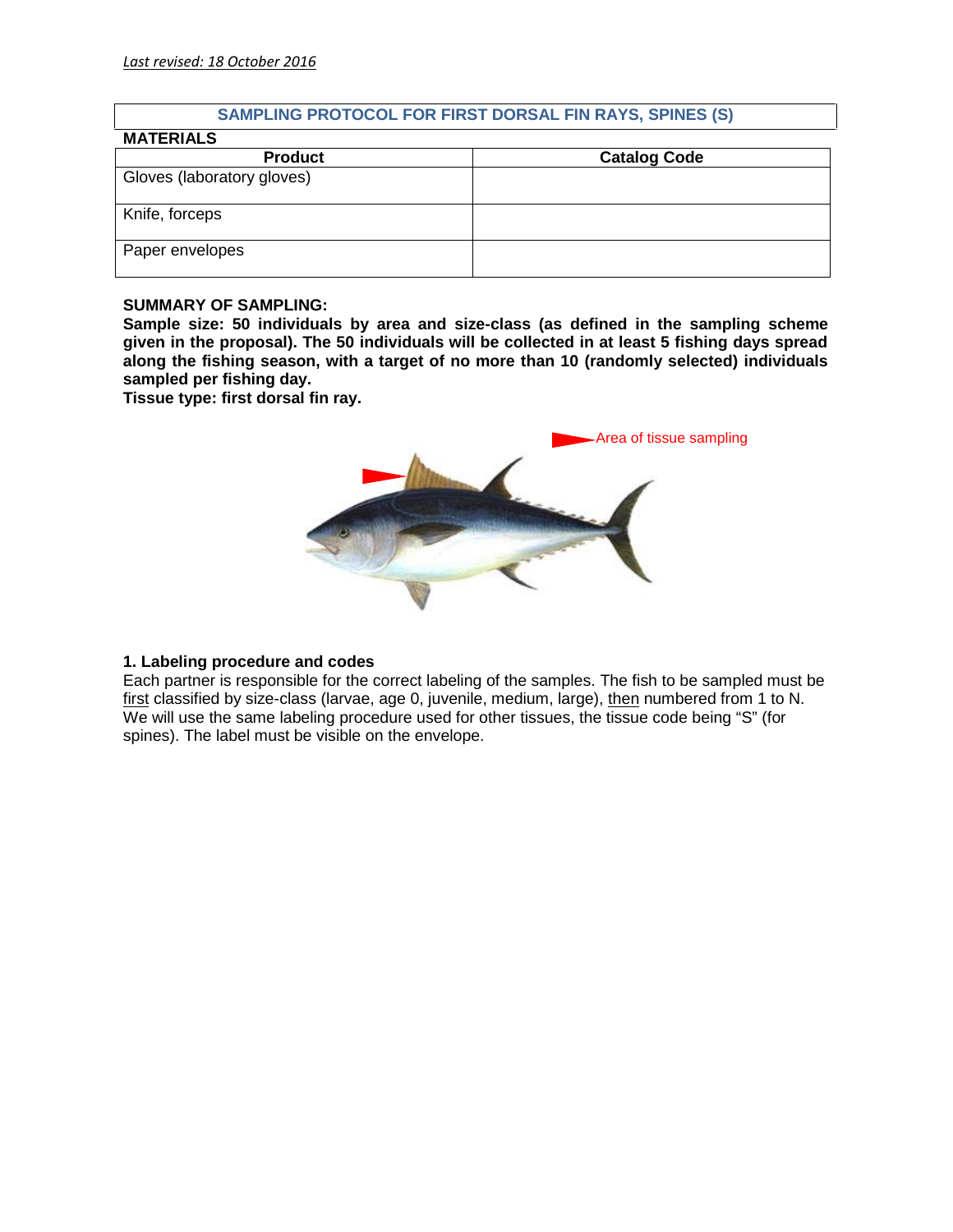*Last revised: 18 October 2016*

## SAMPLING PROTOCOL FOR FIRST DORSAL FIN RAYS, SPINES (S)

**MATERIALS**

| Product | Catalog Code |
|---|---|
| Gloves (laboratory gloves) | |
| Knife, forceps | |
| Paper envelopes | |

**SUMMARY OF SAMPLING:**

**Sample size: 50 individuals by area and size-class (as defined in the sampling scheme given in the proposal). The 50 individuals will be collected in at least 5 fishing days spread along the fishing season, with a target of no more than 10 (randomly selected) individuals sampled per fishing day.**

**Tissue type: first dorsal fin ray.**

Area of tissue sampling

### 1. Labeling procedure and codes

Each partner is responsible for the correct labeling of the samples. The fish to be sampled must be first classified by size-class (larvae, age 0, juvenile, medium, large), then numbered from 1 to N. We will use the same labeling procedure used for other tissues, the tissue code being "S" (for spines). The label must be visible on the envelope.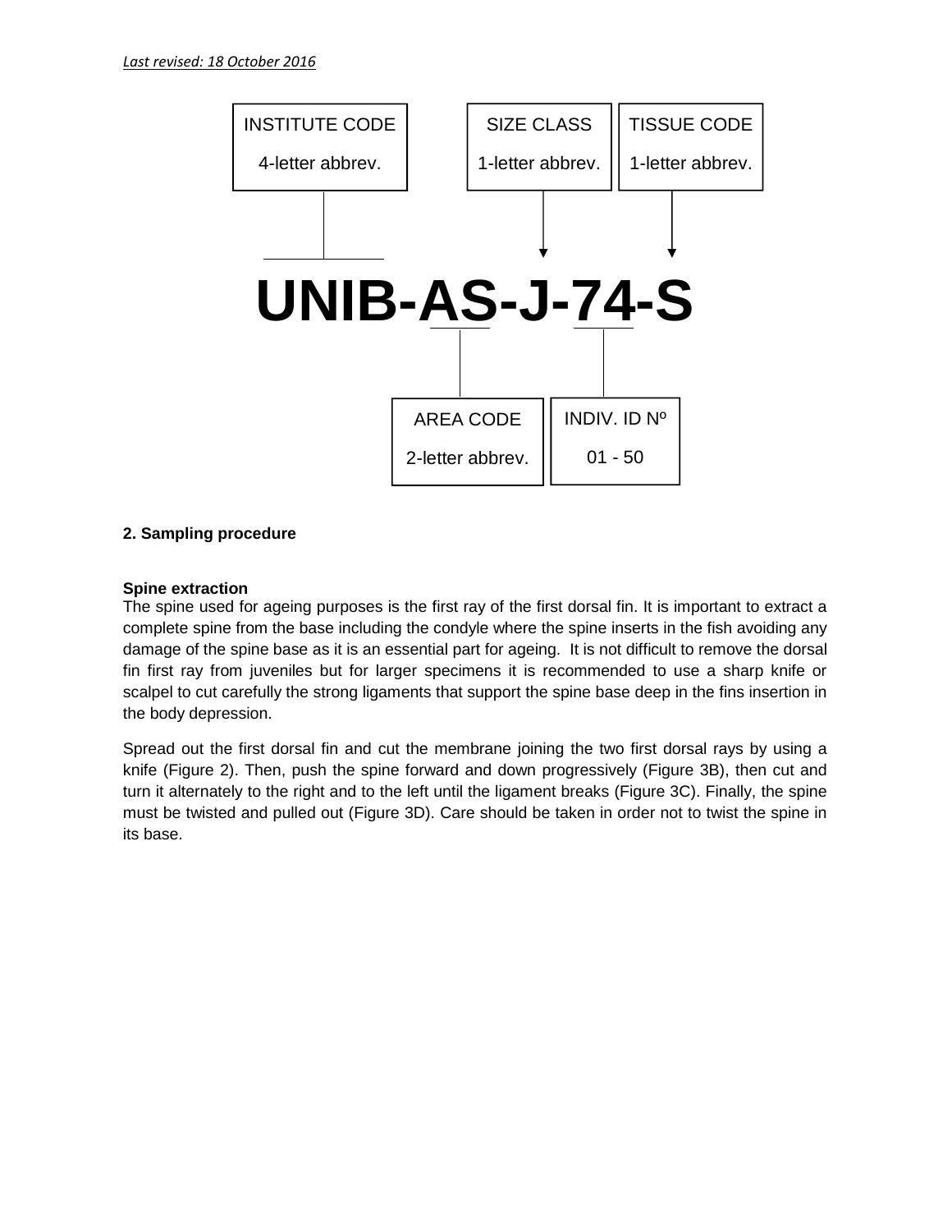*Last revised: 18 October 2016*

INSTITUTE CODE — 4-letter abbrev.

SIZE CLASS — 1-letter abbrev.

TISSUE CODE — 1-letter abbrev.

**UNIB-AS-J-74-S**

AREA CODE — 2-letter abbrev.

INDIV. ID Nº — 01 - 50

**2. Sampling procedure**

**Spine extraction**

The spine used for ageing purposes is the first ray of the first dorsal fin. It is important to extract a complete spine from the base including the condyle where the spine inserts in the fish avoiding any damage of the spine base as it is an essential part for ageing. It is not difficult to remove the dorsal fin first ray from juveniles but for larger specimens it is recommended to use a sharp knife or scalpel to cut carefully the strong ligaments that support the spine base deep in the fins insertion in the body depression.

Spread out the first dorsal fin and cut the membrane joining the two first dorsal rays by using a knife (Figure 2). Then, push the spine forward and down progressively (Figure 3B), then cut and turn it alternately to the right and to the left until the ligament breaks (Figure 3C). Finally, the spine must be twisted and pulled out (Figure 3D). Care should be taken in order not to twist the spine in its base.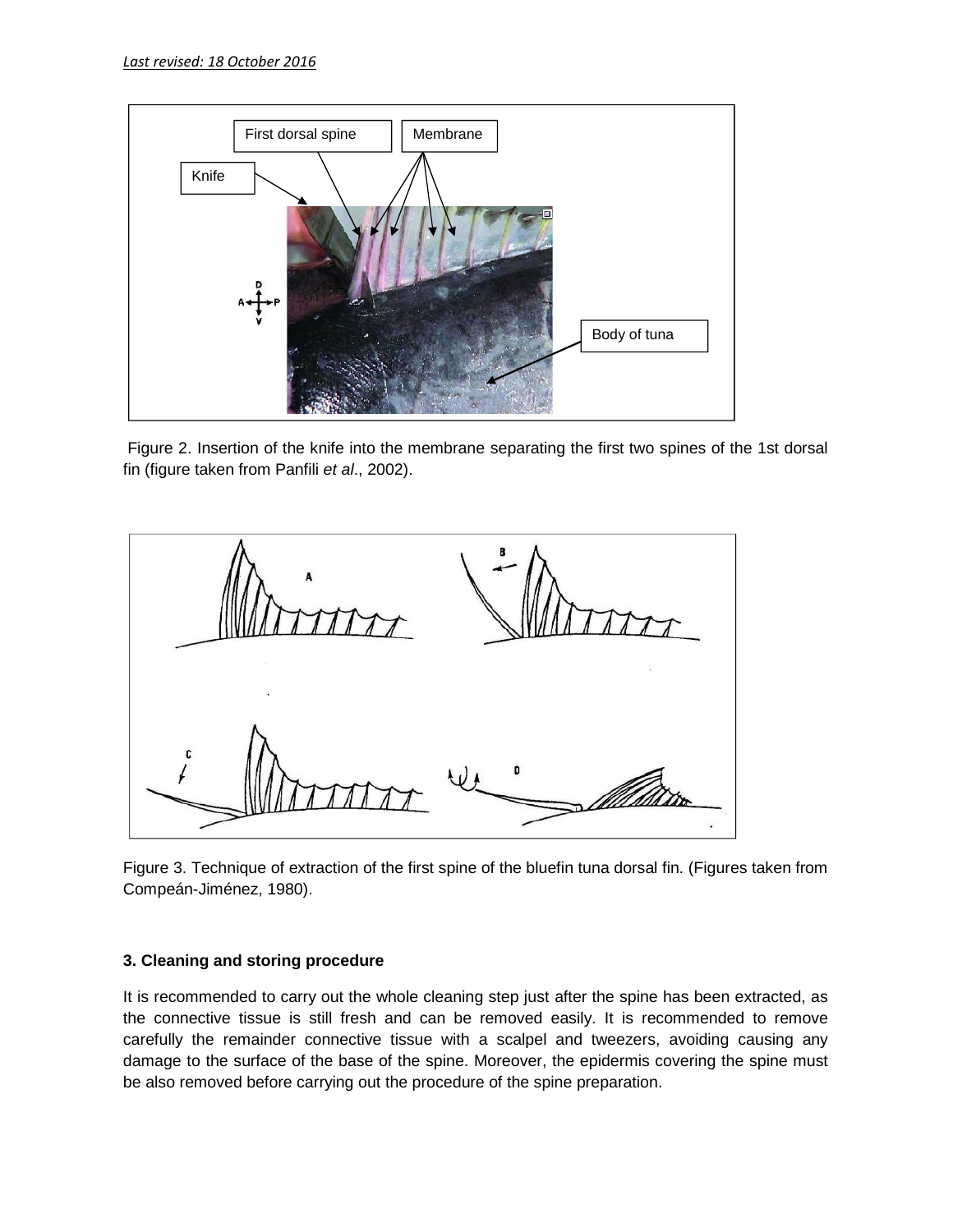Figure 2. Insertion of the knife into the membrane separating the first two spines of the 1st dorsal fin (figure taken from Panfili *et al*., 2002).

Figure 3. Technique of extraction of the first spine of the bluefin tuna dorsal fin. (Figures taken from Compeán-Jiménez, 1980).

### 3. Cleaning and storing procedure

It is recommended to carry out the whole cleaning step just after the spine has been extracted, as the connective tissue is still fresh and can be removed easily. It is recommended to remove carefully the remainder connective tissue with a scalpel and tweezers, avoiding causing any damage to the surface of the base of the spine. Moreover, the epidermis covering the spine must be also removed before carrying out the procedure of the spine preparation.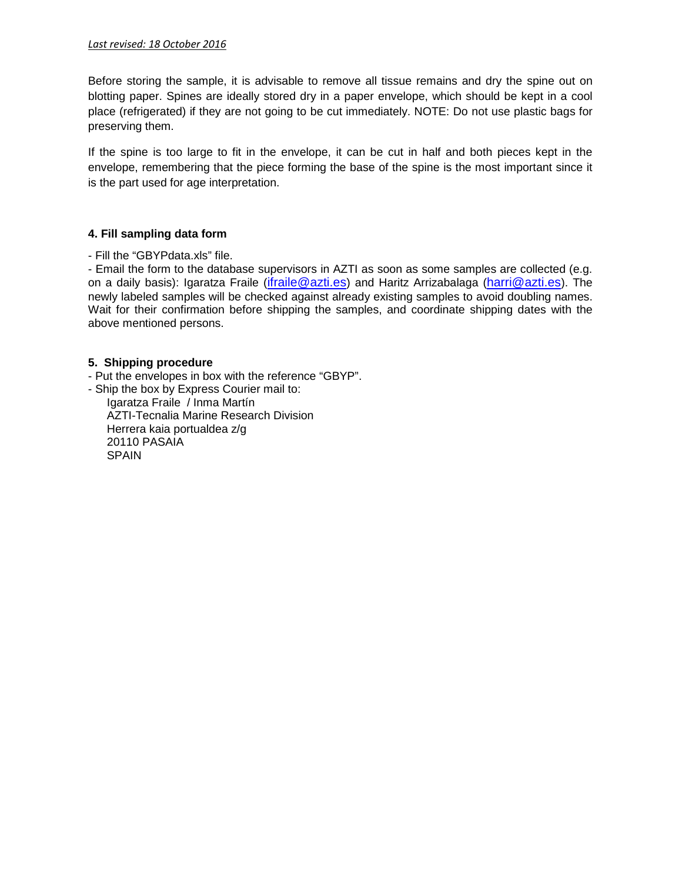Before storing the sample, it is advisable to remove all tissue remains and dry the spine out on blotting paper. Spines are ideally stored dry in a paper envelope, which should be kept in a cool place (refrigerated) if they are not going to be cut immediately. NOTE: Do not use plastic bags for preserving them.

If the spine is too large to fit in the envelope, it can be cut in half and both pieces kept in the envelope, remembering that the piece forming the base of the spine is the most important since it is the part used for age interpretation.

#### 4. Fill sampling data form

- Fill the "GBYPdata.xls" file.
- Email the form to the database supervisors in AZTI as soon as some samples are collected (e.g. on a daily basis): Igaratza Fraile (ifraile@azti.es) and Haritz Arrizabalaga (harri@azti.es). The newly labeled samples will be checked against already existing samples to avoid doubling names. Wait for their confirmation before shipping the samples, and coordinate shipping dates with the above mentioned persons.

#### 5. Shipping procedure

- Put the envelopes in box with the reference "GBYP".
- Ship the box by Express Courier mail to:

  Igaratza Fraile / Inma Martín  
  AZTI-Tecnalia Marine Research Division  
  Herrera kaia portualdea z/g  
  20110 PASAIA  
  SPAIN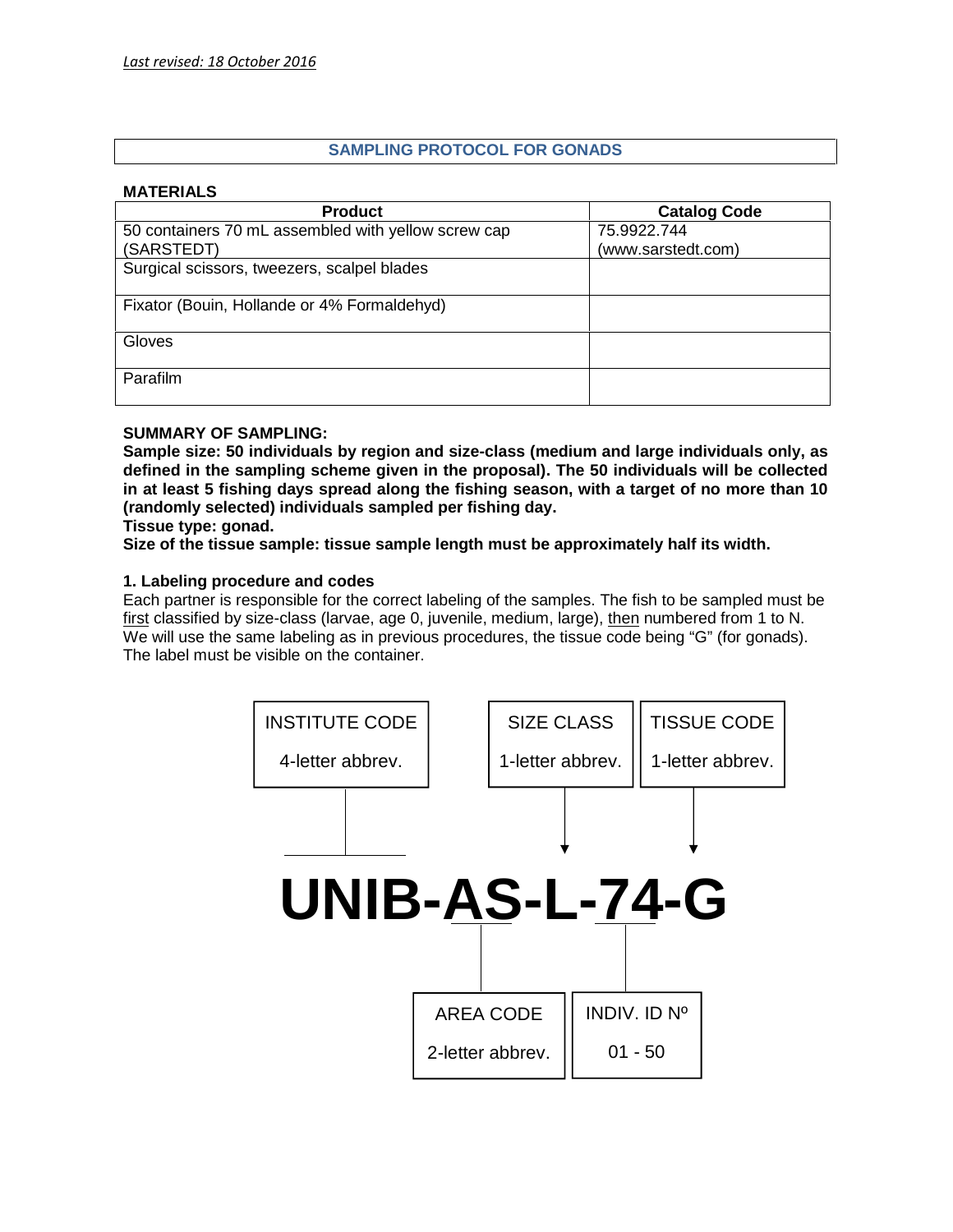*Last revised: 18 October 2016*

## SAMPLING PROTOCOL FOR GONADS

**MATERIALS**

| Product | Catalog Code |
|---|---|
| 50 containers 70 mL assembled with yellow screw cap (SARSTEDT) | 75.9922.744 (www.sarstedt.com) |
| Surgical scissors, tweezers, scalpel blades | |
| Fixator (Bouin, Hollande or 4% Formaldehyd) | |
| Gloves | |
| Parafilm | |

**SUMMARY OF SAMPLING:**

**Sample size: 50 individuals by region and size-class (medium and large individuals only, as defined in the sampling scheme given in the proposal). The 50 individuals will be collected in at least 5 fishing days spread along the fishing season, with a target of no more than 10 (randomly selected) individuals sampled per fishing day.**

**Tissue type: gonad.**

**Size of the tissue sample: tissue sample length must be approximately half its width.**

### 1. Labeling procedure and codes

Each partner is responsible for the correct labeling of the samples. The fish to be sampled must be first classified by size-class (larvae, age 0, juvenile, medium, large), then numbered from 1 to N. We will use the same labeling as in previous procedures, the tissue code being "G" (for gonads). The label must be visible on the container.

INSTITUTE CODE: 4-letter abbrev.
SIZE CLASS: 1-letter abbrev.
TISSUE CODE: 1-letter abbrev.

**UNIB-AS-L-74-G**

AREA CODE: 2-letter abbrev.
INDIV. ID Nº: 01 - 50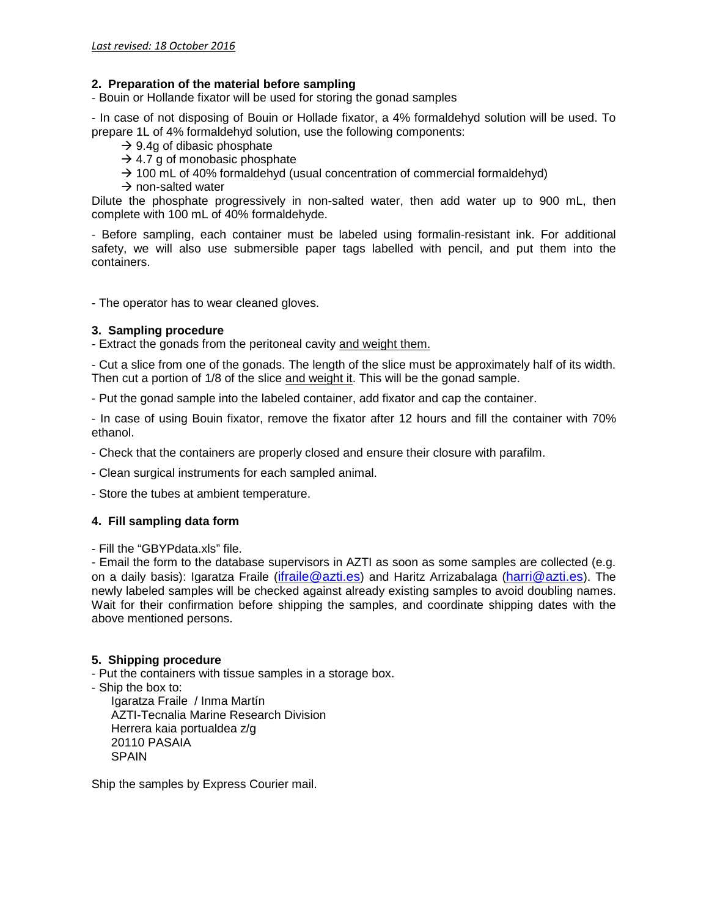*Last revised: 18 October 2016*

### 2. Preparation of the material before sampling

- Bouin or Hollande fixator will be used for storing the gonad samples

- In case of not disposing of Bouin or Hollade fixator, a 4% formaldehyd solution will be used. To prepare 1L of 4% formaldehyd solution, use the following components:
  - → 9.4g of dibasic phosphate
  - → 4.7 g of monobasic phosphate
  - → 100 mL of 40% formaldehyd (usual concentration of commercial formaldehyd)
  - → non-salted water

Dilute the phosphate progressively in non-salted water, then add water up to 900 mL, then complete with 100 mL of 40% formaldehyde.

- Before sampling, each container must be labeled using formalin-resistant ink. For additional safety, we will also use submersible paper tags labelled with pencil, and put them into the containers.

- The operator has to wear cleaned gloves.

### 3. Sampling procedure

- Extract the gonads from the peritoneal cavity <u>and weight them.</u>

- Cut a slice from one of the gonads. The length of the slice must be approximately half of its width. Then cut a portion of 1/8 of the slice <u>and weight it</u>. This will be the gonad sample.

- Put the gonad sample into the labeled container, add fixator and cap the container.

- In case of using Bouin fixator, remove the fixator after 12 hours and fill the container with 70% ethanol.

- Check that the containers are properly closed and ensure their closure with parafilm.

- Clean surgical instruments for each sampled animal.

- Store the tubes at ambient temperature.

### 4. Fill sampling data form

- Fill the "GBYPdata.xls" file.
- Email the form to the database supervisors in AZTI as soon as some samples are collected (e.g. on a daily basis): Igaratza Fraile (ifraile@azti.es) and Haritz Arrizabalaga (harri@azti.es). The newly labeled samples will be checked against already existing samples to avoid doubling names. Wait for their confirmation before shipping the samples, and coordinate shipping dates with the above mentioned persons.

### 5. Shipping procedure

- Put the containers with tissue samples in a storage box.
- Ship the box to:

  Igaratza Fraile / Inma Martín
  AZTI-Tecnalia Marine Research Division
  Herrera kaia portualdea z/g
  20110 PASAIA
  SPAIN

Ship the samples by Express Courier mail.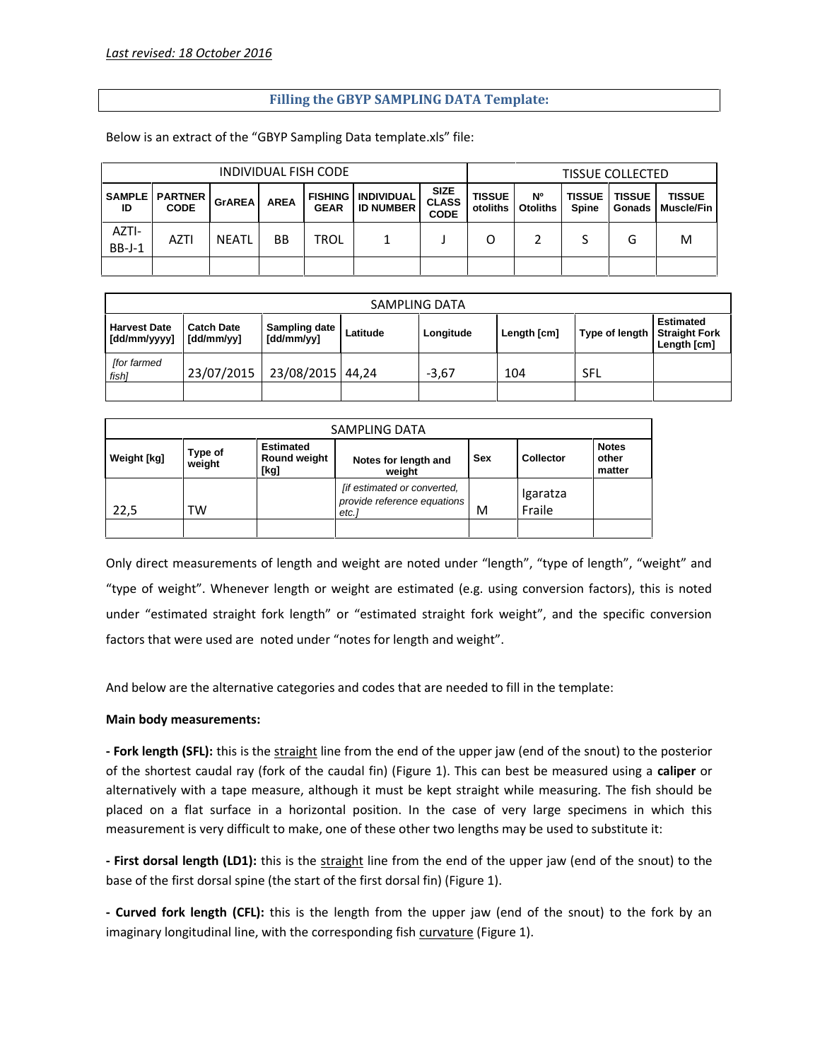*Last revised: 18 October 2016*

## Filling the GBYP SAMPLING DATA Template:

Below is an extract of the "GBYP Sampling Data template.xls" file:

| INDIVIDUAL FISH CODE | | | | | | | TISSUE COLLECTED | | | | |
|---|---|---|---|---|---|---|---|---|---|---|---|
| **SAMPLE ID** | **PARTNER CODE** | **GrAREA** | **AREA** | **FISHING GEAR** | **INDIVIDUAL ID NUMBER** | **SIZE CLASS CODE** | **TISSUE otoliths** | **Nº Otoliths** | **TISSUE Spine** | **TISSUE Gonads** | **TISSUE Muscle/Fin** |
| AZTI-BB-J-1 | AZTI | NEATL | BB | TROL | 1 | J | O | 2 | S | G | M |
| | | | | | | | | | | | |

| SAMPLING DATA | | | | | | | |
|---|---|---|---|---|---|---|---|
| **Harvest Date [dd/mm/yyyy]** | **Catch Date [dd/mm/yy]** | **Sampling date [dd/mm/yy]** | **Latitude** | **Longitude** | **Length [cm]** | **Type of length** | **Estimated Straight Fork Length [cm]** |
| *[for farmed fish]* | 23/07/2015 | 23/08/2015 | 44,24 | -3,67 | 104 | SFL | |
| | | | | | | | |

| SAMPLING DATA | | | | | | |
|---|---|---|---|---|---|---|
| **Weight [kg]** | **Type of weight** | **Estimated Round weight [kg]** | **Notes for length and weight** | **Sex** | **Collector** | **Notes other matter** |
| 22,5 | TW | | *[if estimated or converted, provide reference equations etc.]* | M | Igaratza Fraile | |
| | | | | | | |

Only direct measurements of length and weight are noted under "length", "type of length", "weight" and "type of weight". Whenever length or weight are estimated (e.g. using conversion factors), this is noted under "estimated straight fork length" or "estimated straight fork weight", and the specific conversion factors that were used are noted under "notes for length and weight".

And below are the alternative categories and codes that are needed to fill in the template:

**Main body measurements:**

**- Fork length (SFL):** this is the straight line from the end of the upper jaw (end of the snout) to the posterior of the shortest caudal ray (fork of the caudal fin) (Figure 1). This can best be measured using a **caliper** or alternatively with a tape measure, although it must be kept straight while measuring. The fish should be placed on a flat surface in a horizontal position. In the case of very large specimens in which this measurement is very difficult to make, one of these other two lengths may be used to substitute it:

**- First dorsal length (LD1):** this is the straight line from the end of the upper jaw (end of the snout) to the base of the first dorsal spine (the start of the first dorsal fin) (Figure 1).

**- Curved fork length (CFL):** this is the length from the upper jaw (end of the snout) to the fork by an imaginary longitudinal line, with the corresponding fish curvature (Figure 1).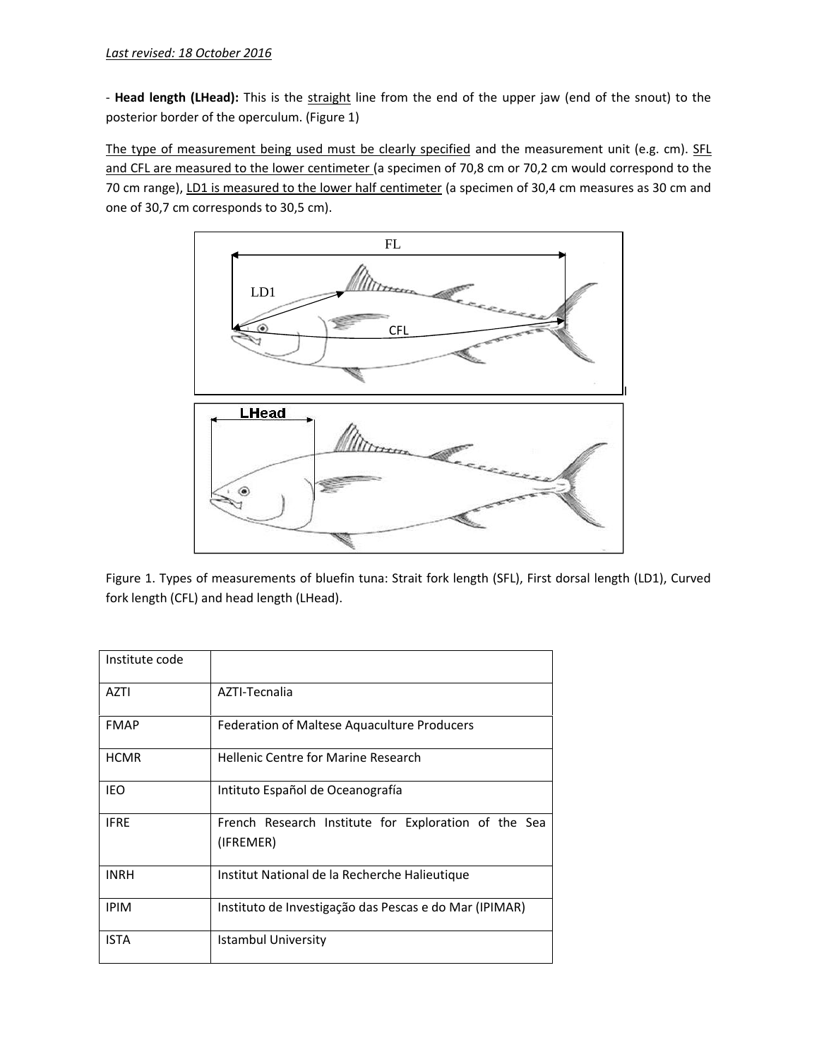*Last revised: 18 October 2016*

- **Head length (LHead):** This is the straight line from the end of the upper jaw (end of the snout) to the posterior border of the operculum. (Figure 1)

The type of measurement being used must be clearly specified and the measurement unit (e.g. cm). SFL and CFL are measured to the lower centimeter (a specimen of 70,8 cm or 70,2 cm would correspond to the 70 cm range), LD1 is measured to the lower half centimeter (a specimen of 30,4 cm measures as 30 cm and one of 30,7 cm corresponds to 30,5 cm).

Figure 1. Types of measurements of bluefin tuna: Strait fork length (SFL), First dorsal length (LD1), Curved fork length (CFL) and head length (LHead).

| Institute code | |
|---|---|
| AZTI | AZTI-Tecnalia |
| FMAP | Federation of Maltese Aquaculture Producers |
| HCMR | Hellenic Centre for Marine Research |
| IEO | Intituto Español de Oceanografía |
| IFRE | French Research Institute for Exploration of the Sea (IFREMER) |
| INRH | Institut National de la Recherche Halieutique |
| IPIM | Instituto de Investigação das Pescas e do Mar (IPIMAR) |
| ISTA | Istambul University |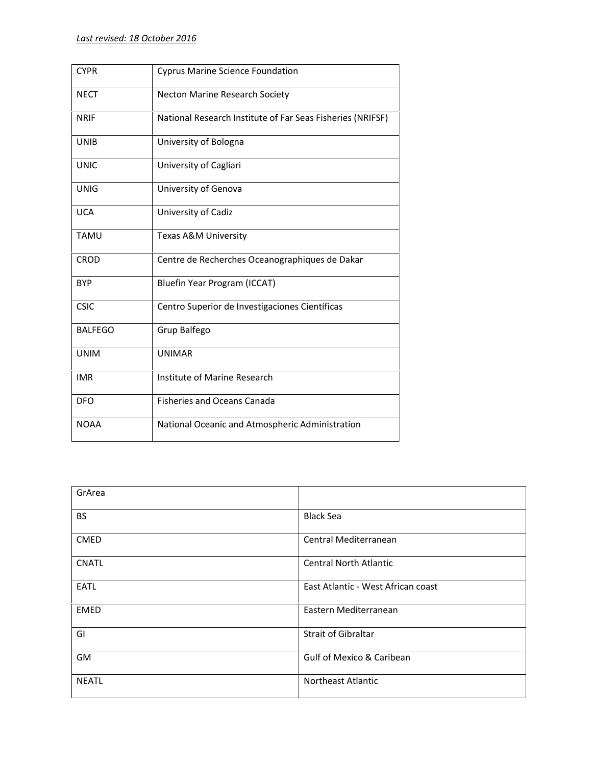*Last revised: 18 October 2016*

| | |
|---|---|
| CYPR | Cyprus Marine Science Foundation |
| NECT | Necton Marine Research Society |
| NRIF | National Research Institute of Far Seas Fisheries (NRIFSF) |
| UNIB | University of Bologna |
| UNIC | University of Cagliari |
| UNIG | University of Genova |
| UCA | University of Cadiz |
| TAMU | Texas A&M University |
| CROD | Centre de Recherches Oceanographiques de Dakar |
| BYP | Bluefin Year Program (ICCAT) |
| CSIC | Centro Superior de Investigaciones Científicas |
| BALFEGO | Grup Balfego |
| UNIM | UNIMAR |
| IMR | Institute of Marine Research |
| DFO | Fisheries and Oceans Canada |
| NOAA | National Oceanic and Atmospheric Administration |

| GrArea | |
|---|---|
| BS | Black Sea |
| CMED | Central Mediterranean |
| CNATL | Central North Atlantic |
| EATL | East Atlantic - West African coast |
| EMED | Eastern Mediterranean |
| GI | Strait of Gibraltar |
| GM | Gulf of Mexico & Caribean |
| NEATL | Northeast Atlantic |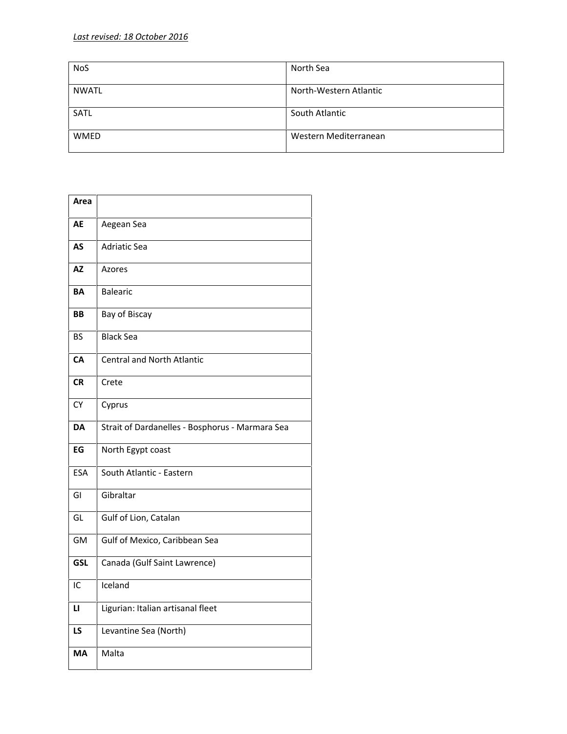*Last revised: 18 October 2016*

| NoS | North Sea |
|---|---|
| NWATL | North-Western Atlantic |
| SATL | South Atlantic |
| WMED | Western Mediterranean |

| **Area** | |
|---|---|
| **AE** | Aegean Sea |
| **AS** | Adriatic Sea |
| **AZ** | Azores |
| **BA** | Balearic |
| **BB** | Bay of Biscay |
| BS | Black Sea |
| **CA** | Central and North Atlantic |
| **CR** | Crete |
| CY | Cyprus |
| **DA** | Strait of Dardanelles - Bosphorus - Marmara Sea |
| **EG** | North Egypt coast |
| ESA | South Atlantic - Eastern |
| GI | Gibraltar |
| GL | Gulf of Lion, Catalan |
| GM | Gulf of Mexico, Caribbean Sea |
| **GSL** | Canada (Gulf Saint Lawrence) |
| IC | Iceland |
| **LI** | Ligurian: Italian artisanal fleet |
| **LS** | Levantine Sea (North) |
| **MA** | Malta |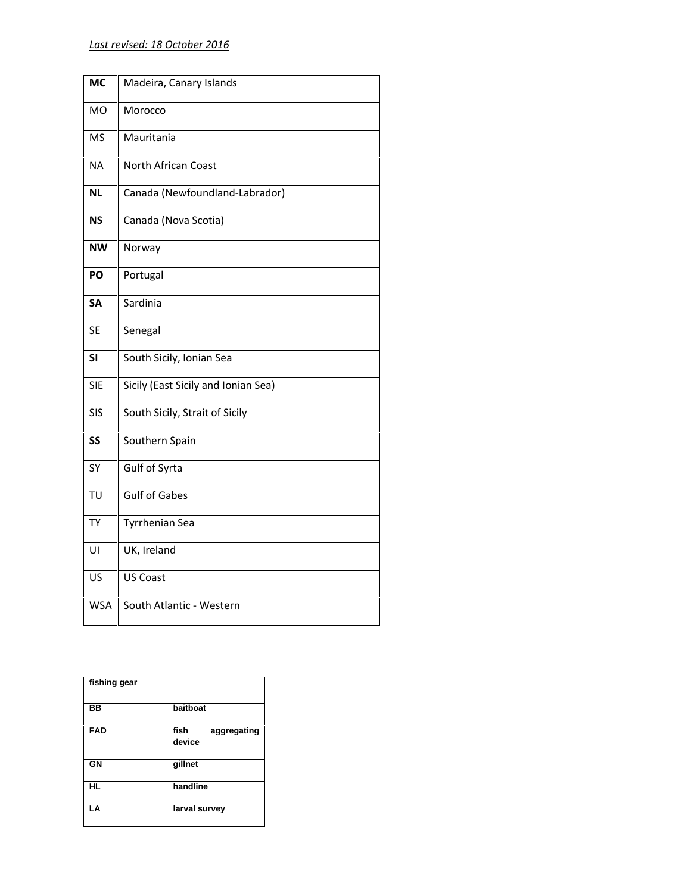*Last revised: 18 October 2016*

| | |
|---|---|
| **MC** | Madeira, Canary Islands |
| MO | Morocco |
| MS | Mauritania |
| NA | North African Coast |
| **NL** | Canada (Newfoundland-Labrador) |
| **NS** | Canada (Nova Scotia) |
| **NW** | Norway |
| **PO** | Portugal |
| **SA** | Sardinia |
| SE | Senegal |
| **SI** | South Sicily, Ionian Sea |
| SIE | Sicily (East Sicily and Ionian Sea) |
| SIS | South Sicily, Strait of Sicily |
| **SS** | Southern Spain |
| SY | Gulf of Syrta |
| TU | Gulf of Gabes |
| TY | Tyrrhenian Sea |
| UI | UK, Ireland |
| US | US Coast |
| WSA | South Atlantic - Western |

| **fishing gear** | |
|---|---|
| **BB** | **baitboat** |
| **FAD** | **fish aggregating device** |
| **GN** | **gillnet** |
| **HL** | **handline** |
| **LA** | **larval survey** |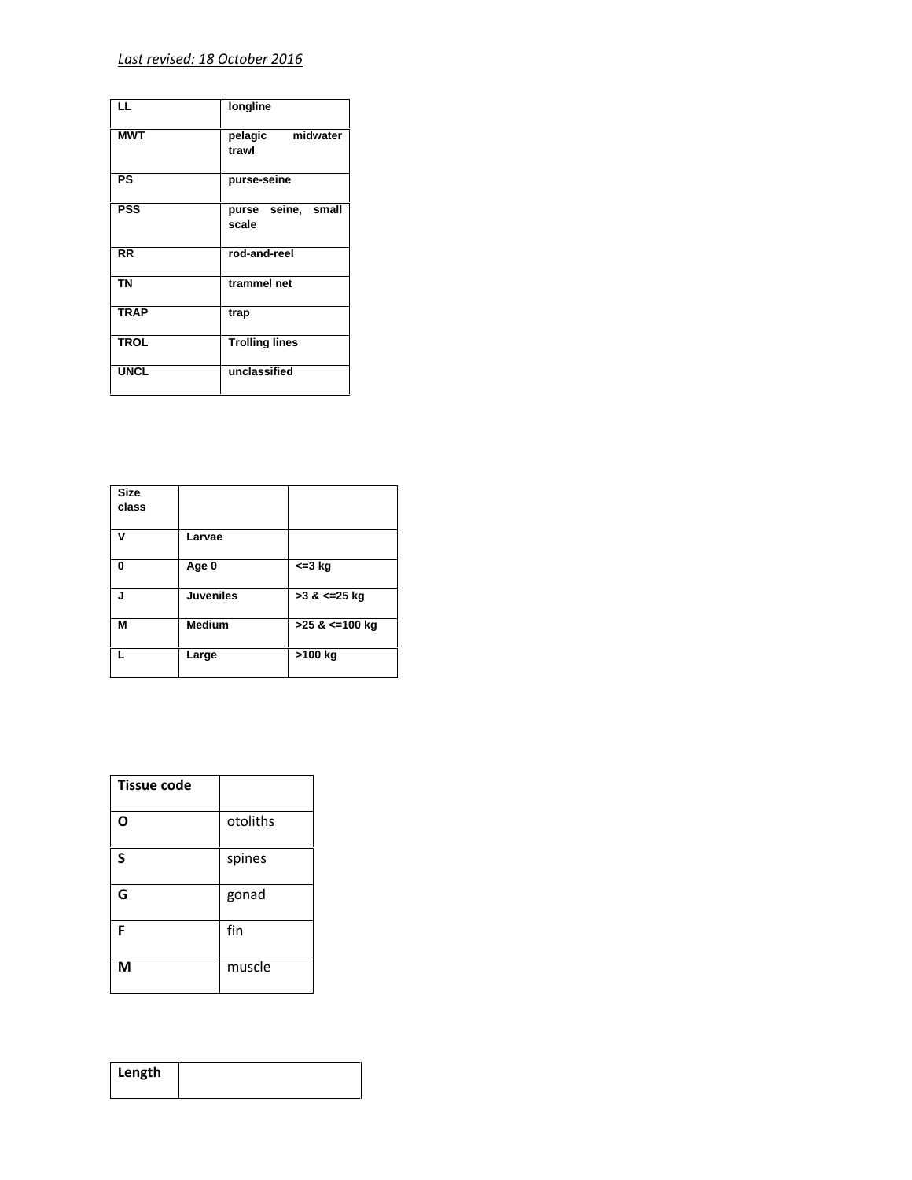*Last revised: 18 October 2016*

| LL | longline |
|---|---|
| MWT | pelagic midwater trawl |
| PS | purse-seine |
| PSS | purse seine, small scale |
| RR | rod-and-reel |
| TN | trammel net |
| TRAP | trap |
| TROL | Trolling lines |
| UNCL | unclassified |

| Size class | | |
|---|---|---|
| V | Larvae | |
| 0 | Age 0 | <=3 kg |
| J | Juveniles | >3 & <=25 kg |
| M | Medium | >25 & <=100 kg |
| L | Large | >100 kg |

| Tissue code | |
|---|---|
| O | otoliths |
| S | spines |
| G | gonad |
| F | fin |
| M | muscle |

| Length | |
|---|---|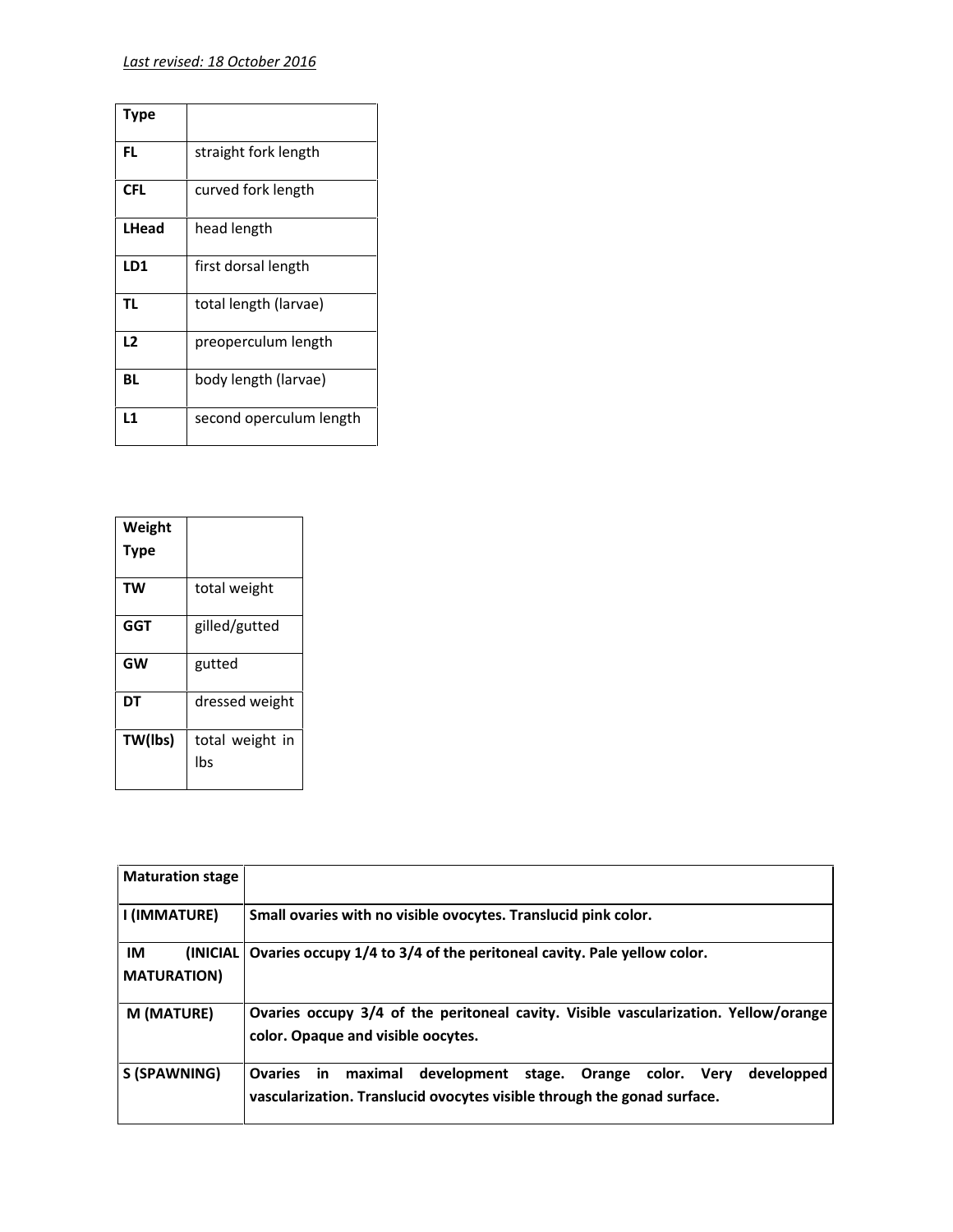*Last revised: 18 October 2016*

| Type | |
|---|---|
| FL | straight fork length |
| CFL | curved fork length |
| LHead | head length |
| LD1 | first dorsal length |
| TL | total length (larvae) |
| L2 | preoperculum length |
| BL | body length (larvae) |
| L1 | second operculum length |

| Weight Type | |
|---|---|
| TW | total weight |
| GGT | gilled/gutted |
| GW | gutted |
| DT | dressed weight |
| TW(lbs) | total weight in lbs |

| Maturation stage | |
|---|---|
| I (IMMATURE) | **Small ovaries with no visible ovocytes. Translucid pink color.** |
| IM (INICIAL MATURATION) | **Ovaries occupy 1/4 to 3/4 of the peritoneal cavity. Pale yellow color.** |
| M (MATURE) | **Ovaries occupy 3/4 of the peritoneal cavity. Visible vascularization. Yellow/orange color. Opaque and visible oocytes.** |
| S (SPAWNING) | **Ovaries in maximal development stage. Orange color. Very developped vascularization. Translucid ovocytes visible through the gonad surface.** |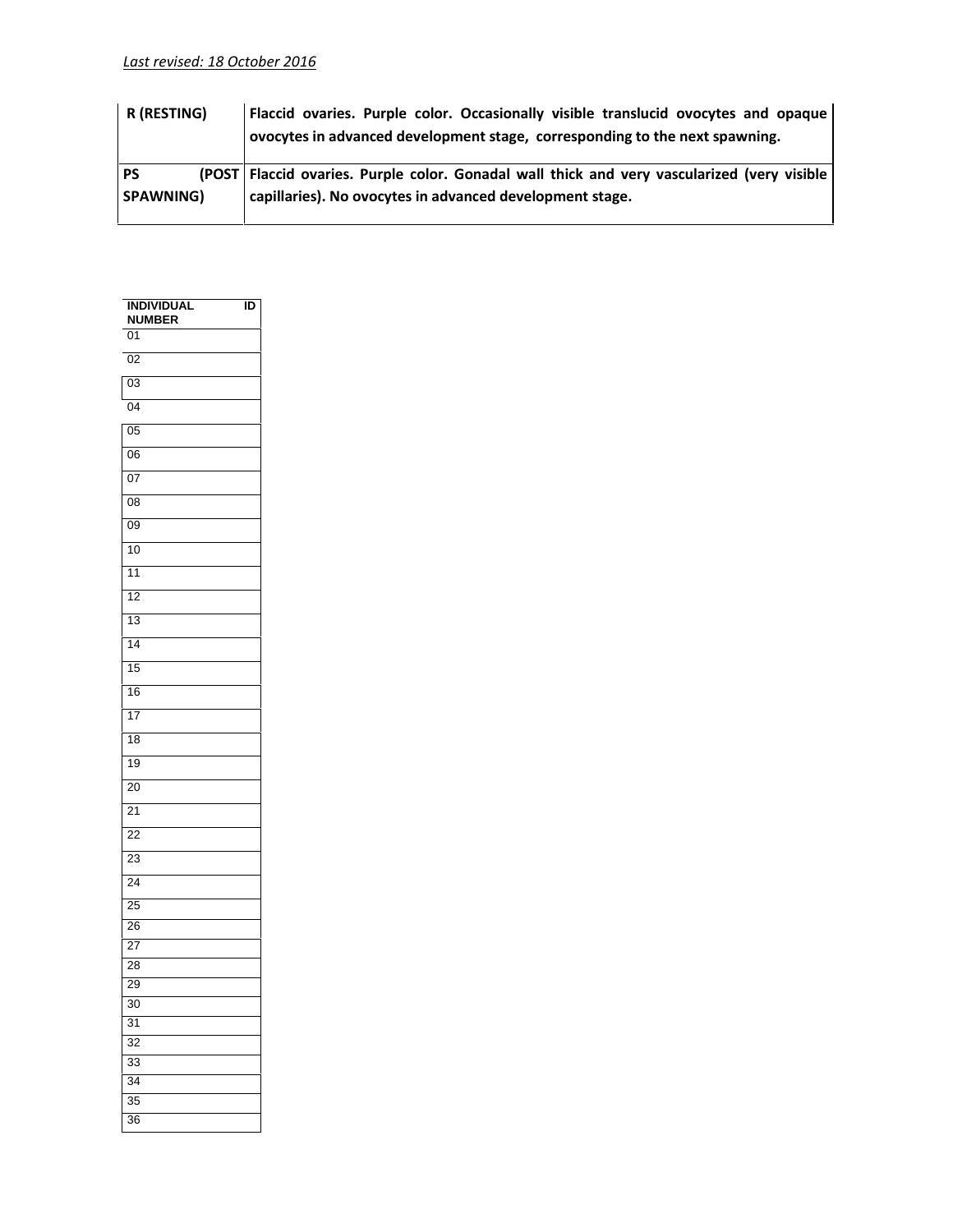*Last revised: 18 October 2016*

| **R (RESTING)** | **Flaccid ovaries. Purple color. Occasionally visible translucid ovocytes and opaque ovocytes in advanced development stage, corresponding to the next spawning.** |
|---|---|
| **PS (POST SPAWNING)** | **Flaccid ovaries. Purple color. Gonadal wall thick and very vascularized (very visible capillaries). No ovocytes in advanced development stage.** |

| INDIVIDUAL ID NUMBER |
|---|
| 01 |
| 02 |
| 03 |
| 04 |
| 05 |
| 06 |
| 07 |
| 08 |
| 09 |
| 10 |
| 11 |
| 12 |
| 13 |
| 14 |
| 15 |
| 16 |
| 17 |
| 18 |
| 19 |
| 20 |
| 21 |
| 22 |
| 23 |
| 24 |
| 25 |
| 26 |
| 27 |
| 28 |
| 29 |
| 30 |
| 31 |
| 32 |
| 33 |
| 34 |
| 35 |
| 36 |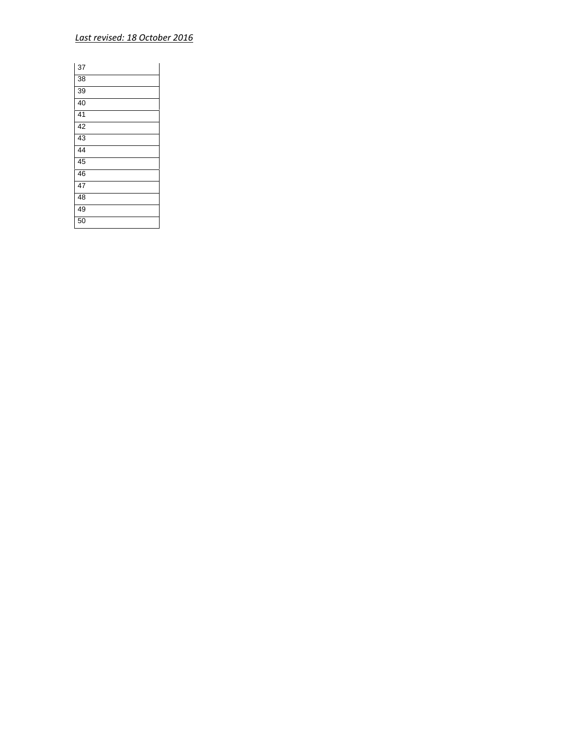*Last revised: 18 October 2016*

| | |
|---|---|
| 37 | |
| 38 | |
| 39 | |
| 40 | |
| 41 | |
| 42 | |
| 43 | |
| 44 | |
| 45 | |
| 46 | |
| 47 | |
| 48 | |
| 49 | |
| 50 | |